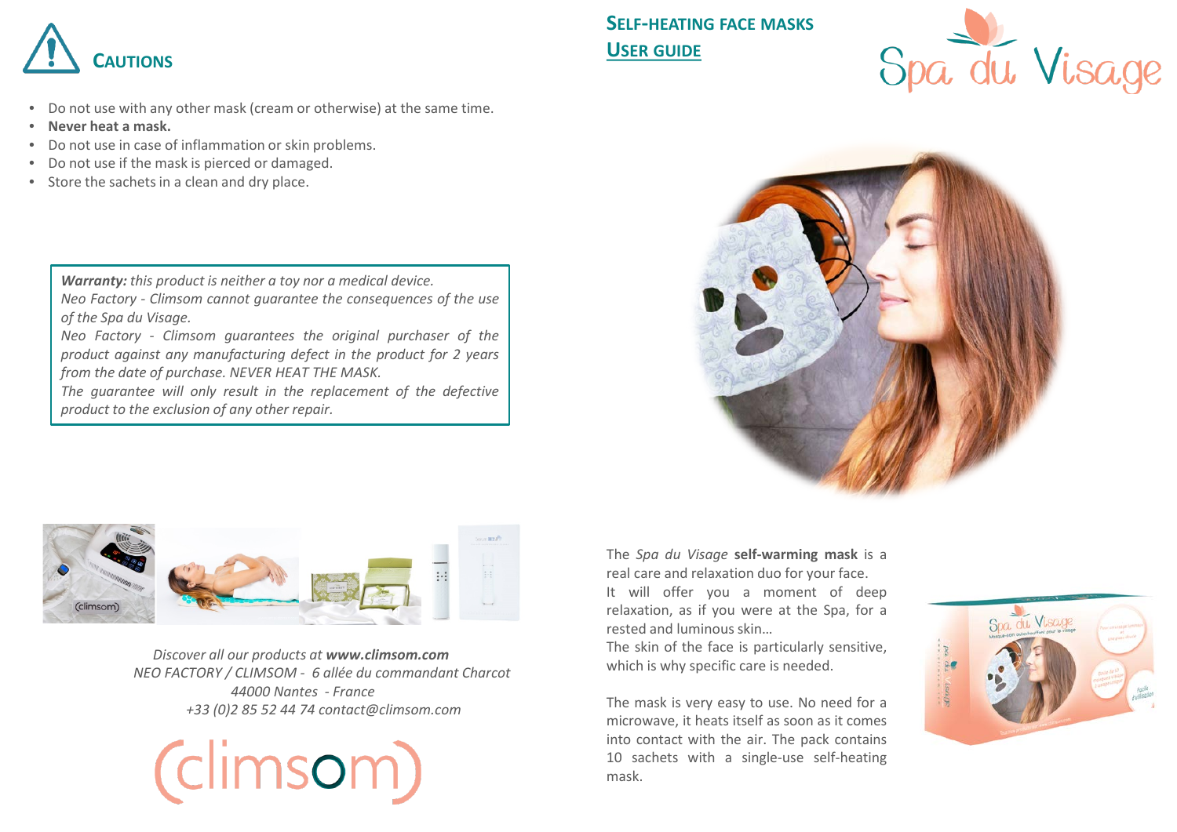## Cautions

- Do not use with any other mask (cream or otherwise) at the same time.
- **Never heat a mask.**
- Do not use in case of inflammation or skin problems.
- Do not use if the mask is pierced or damaged.
- Store the sachets in a clean and dry place.

***Warranty:*** *this product is neither a toy nor a medical device.*
*Neo Factory - Climsom cannot guarantee the consequences of the use of the Spa du Visage.*
*Neo Factory - Climsom guarantees the original purchaser of the product against any manufacturing defect in the product for 2 years from the date of purchase. NEVER HEAT THE MASK.*
*The guarantee will only result in the replacement of the defective product to the exclusion of any other repair.*

*Discover all our products at **www.climsom.com***
*NEO FACTORY / CLIMSOM - 6 allée du commandant Charcot*
*44000 Nantes - France*
*+33 (0)2 85 52 44 74 contact@climsom.com*

(climsom)

# Self-heating face masks User guide

Spa du Visage

The *Spa du Visage* **self-warming mask** is a real care and relaxation duo for your face.
It will offer you a moment of deep relaxation, as if you were at the Spa, for a rested and luminous skin…
The skin of the face is particularly sensitive, which is why specific care is needed.

The mask is very easy to use. No need for a microwave, it heats itself as soon as it comes into contact with the air. The pack contains 10 sachets with a single-use self-heating mask.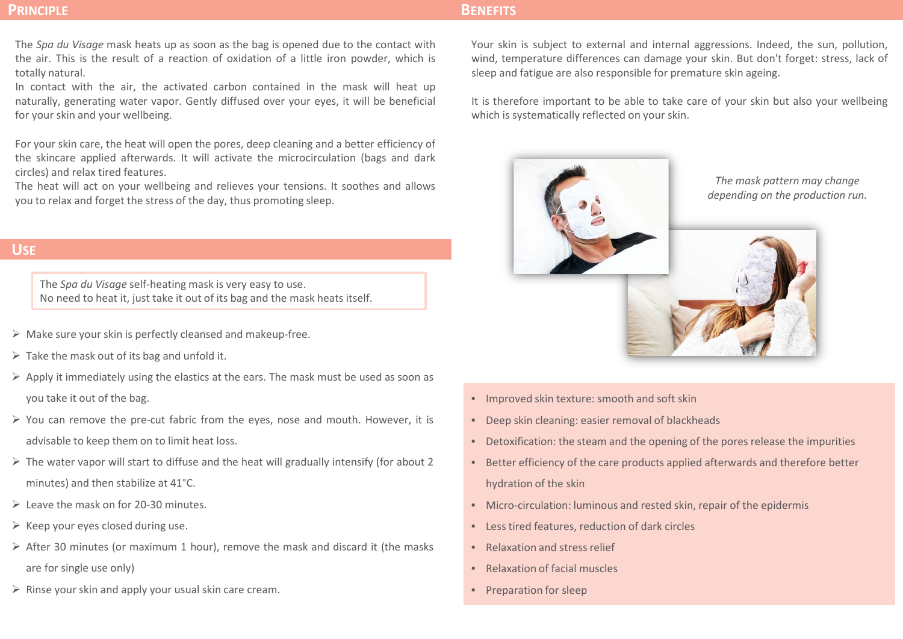## Principle

The *Spa du Visage* mask heats up as soon as the bag is opened due to the contact with the air. This is the result of a reaction of oxidation of a little iron powder, which is totally natural.
In contact with the air, the activated carbon contained in the mask will heat up naturally, generating water vapor. Gently diffused over your eyes, it will be beneficial for your skin and your wellbeing.

For your skin care, the heat will open the pores, deep cleaning and a better efficiency of the skincare applied afterwards. It will activate the microcirculation (bags and dark circles) and relax tired features.
The heat will act on your wellbeing and relieves your tensions. It soothes and allows you to relax and forget the stress of the day, thus promoting sleep.

## Use

The *Spa du Visage* self-heating mask is very easy to use.
No need to heat it, just take it out of its bag and the mask heats itself.

- Make sure your skin is perfectly cleansed and makeup-free.
- Take the mask out of its bag and unfold it.
- Apply it immediately using the elastics at the ears. The mask must be used as soon as you take it out of the bag.
- You can remove the pre-cut fabric from the eyes, nose and mouth. However, it is advisable to keep them on to limit heat loss.
- The water vapor will start to diffuse and the heat will gradually intensify (for about 2 minutes) and then stabilize at 41°C.
- Leave the mask on for 20-30 minutes.
- Keep your eyes closed during use.
- After 30 minutes (or maximum 1 hour), remove the mask and discard it (the masks are for single use only)
- Rinse your skin and apply your usual skin care cream.

## Benefits

Your skin is subject to external and internal aggressions. Indeed, the sun, pollution, wind, temperature differences can damage your skin. But don't forget: stress, lack of sleep and fatigue are also responsible for premature skin ageing.

It is therefore important to be able to take care of your skin but also your wellbeing which is systematically reflected on your skin.

*The mask pattern may change depending on the production run.*

- Improved skin texture: smooth and soft skin
- Deep skin cleaning: easier removal of blackheads
- Detoxification: the steam and the opening of the pores release the impurities
- Better efficiency of the care products applied afterwards and therefore better hydration of the skin
- Micro-circulation: luminous and rested skin, repair of the epidermis
- Less tired features, reduction of dark circles
- Relaxation and stress relief
- Relaxation of facial muscles
- Preparation for sleep